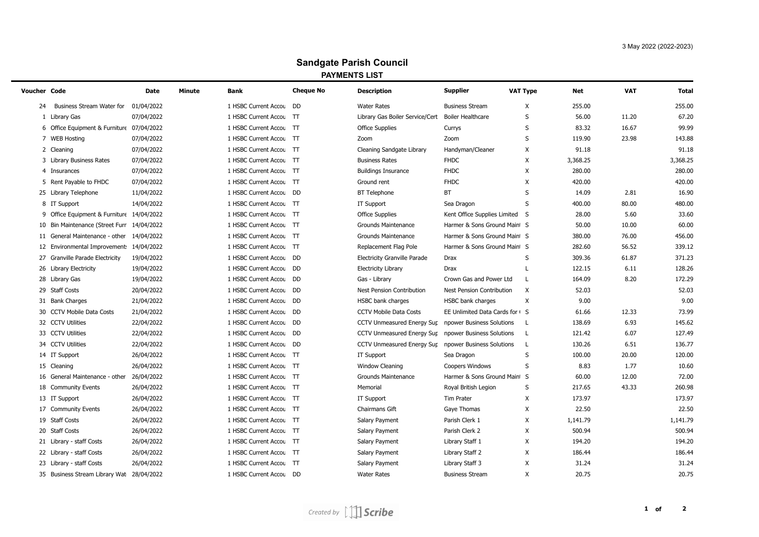3 May 2022 (2022-2023)

# Sandgate Parish Council

## PAYMENTS LIST

| Voucher | Code | Date | Minute | Bank | Cheque No | Description | Supplier | VAT Type | Net | VAT | Total |
|---|---|---|---|---|---|---|---|---|---|---|---|
| 24 | Business Stream Water for | 01/04/2022 | | 1 HSBC Current Accou | DD | Water Rates | Business Stream | X | 255.00 | | 255.00 |
| 1 | Library Gas | 07/04/2022 | | 1 HSBC Current Accou | TT | Library Gas Boiler Service/Cert | Boiler Healthcare | S | 56.00 | 11.20 | 67.20 |
| 6 | Office Equipment & Furniture | 07/04/2022 | | 1 HSBC Current Accou | TT | Office Supplies | Currys | S | 83.32 | 16.67 | 99.99 |
| 7 | WEB Hosting | 07/04/2022 | | 1 HSBC Current Accou | TT | Zoom | Zoom | S | 119.90 | 23.98 | 143.88 |
| 2 | Cleaning | 07/04/2022 | | 1 HSBC Current Accou | TT | Cleaning Sandgate Library | Handyman/Cleaner | X | 91.18 | | 91.18 |
| 3 | Library Business Rates | 07/04/2022 | | 1 HSBC Current Accou | TT | Business Rates | FHDC | X | 3,368.25 | | 3,368.25 |
| 4 | Insurances | 07/04/2022 | | 1 HSBC Current Accou | TT | Buildings Insurance | FHDC | X | 280.00 | | 280.00 |
| 5 | Rent Payable to FHDC | 07/04/2022 | | 1 HSBC Current Accou | TT | Ground rent | FHDC | X | 420.00 | | 420.00 |
| 25 | Library Telephone | 11/04/2022 | | 1 HSBC Current Accou | DD | BT Telephone | BT | S | 14.09 | 2.81 | 16.90 |
| 8 | IT Support | 14/04/2022 | | 1 HSBC Current Accou | TT | IT Support | Sea Dragon | S | 400.00 | 80.00 | 480.00 |
| 9 | Office Equipment & Furniture | 14/04/2022 | | 1 HSBC Current Accou | TT | Office Supplies | Kent Office Supplies Limited | S | 28.00 | 5.60 | 33.60 |
| 10 | Bin Maintenance (Street Furr | 14/04/2022 | | 1 HSBC Current Accou | TT | Grounds Maintenance | Harmer & Sons Ground Maint | S | 50.00 | 10.00 | 60.00 |
| 11 | General Maintenance - other | 14/04/2022 | | 1 HSBC Current Accou | TT | Grounds Maintenance | Harmer & Sons Ground Maint | S | 380.00 | 76.00 | 456.00 |
| 12 | Environmental Improvements | 14/04/2022 | | 1 HSBC Current Accou | TT | Replacement Flag Pole | Harmer & Sons Ground Maint | S | 282.60 | 56.52 | 339.12 |
| 27 | Granville Parade Electricity | 19/04/2022 | | 1 HSBC Current Accou | DD | Electricity Granville Parade | Drax | S | 309.36 | 61.87 | 371.23 |
| 26 | Library Electricity | 19/04/2022 | | 1 HSBC Current Accou | DD | Electricity Library | Drax | L | 122.15 | 6.11 | 128.26 |
| 28 | Library Gas | 19/04/2022 | | 1 HSBC Current Accou | DD | Gas - Library | Crown Gas and Power Ltd | L | 164.09 | 8.20 | 172.29 |
| 29 | Staff Costs | 20/04/2022 | | 1 HSBC Current Accou | DD | Nest Pension Contribution | Nest Pension Contribution | X | 52.03 | | 52.03 |
| 31 | Bank Charges | 21/04/2022 | | 1 HSBC Current Accou | DD | HSBC bank charges | HSBC bank charges | X | 9.00 | | 9.00 |
| 30 | CCTV Mobile Data Costs | 21/04/2022 | | 1 HSBC Current Accou | DD | CCTV Mobile Data Costs | EE Unlimited Data Cards for | S | 61.66 | 12.33 | 73.99 |
| 32 | CCTV Utilities | 22/04/2022 | | 1 HSBC Current Accou | DD | CCTV Unmeasured Energy Sup | npower Business Solutions | L | 138.69 | 6.93 | 145.62 |
| 33 | CCTV Utilities | 22/04/2022 | | 1 HSBC Current Accou | DD | CCTV Unmeasured Energy Sup | npower Business Solutions | L | 121.42 | 6.07 | 127.49 |
| 34 | CCTV Utilities | 22/04/2022 | | 1 HSBC Current Accou | DD | CCTV Unmeasured Energy Sup | npower Business Solutions | L | 130.26 | 6.51 | 136.77 |
| 14 | IT Support | 26/04/2022 | | 1 HSBC Current Accou | TT | IT Support | Sea Dragon | S | 100.00 | 20.00 | 120.00 |
| 15 | Cleaning | 26/04/2022 | | 1 HSBC Current Accou | TT | Window Cleaning | Coopers Windows | S | 8.83 | 1.77 | 10.60 |
| 16 | General Maintenance - other | 26/04/2022 | | 1 HSBC Current Accou | TT | Grounds Maintenance | Harmer & Sons Ground Maint | S | 60.00 | 12.00 | 72.00 |
| 18 | Community Events | 26/04/2022 | | 1 HSBC Current Accou | TT | Memorial | Royal British Legion | S | 217.65 | 43.33 | 260.98 |
| 13 | IT Support | 26/04/2022 | | 1 HSBC Current Accou | TT | IT Support | Tim Prater | X | 173.97 | | 173.97 |
| 17 | Community Events | 26/04/2022 | | 1 HSBC Current Accou | TT | Chairmans Gift | Gaye Thomas | X | 22.50 | | 22.50 |
| 19 | Staff Costs | 26/04/2022 | | 1 HSBC Current Accou | TT | Salary Payment | Parish Clerk 1 | X | 1,141.79 | | 1,141.79 |
| 20 | Staff Costs | 26/04/2022 | | 1 HSBC Current Accou | TT | Salary Payment | Parish Clerk 2 | X | 500.94 | | 500.94 |
| 21 | Library - staff Costs | 26/04/2022 | | 1 HSBC Current Accou | TT | Salary Payment | Library Staff 1 | X | 194.20 | | 194.20 |
| 22 | Library - staff Costs | 26/04/2022 | | 1 HSBC Current Accou | TT | Salary Payment | Library Staff 2 | X | 186.44 | | 186.44 |
| 23 | Library - staff Costs | 26/04/2022 | | 1 HSBC Current Accou | TT | Salary Payment | Library Staff 3 | X | 31.24 | | 31.24 |
| 35 | Business Stream Library Wat | 28/04/2022 | | 1 HSBC Current Accou | DD | Water Rates | Business Stream | X | 20.75 | | 20.75 |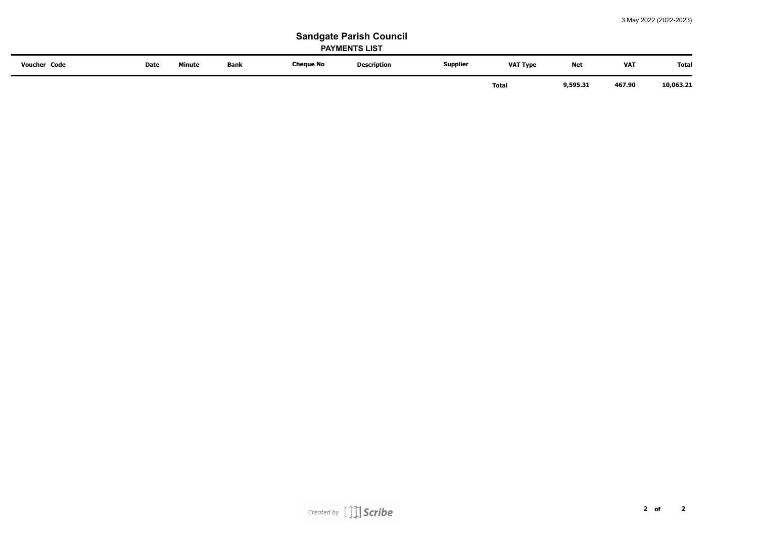3 May 2022 (2022-2023)

# Sandgate Parish Council

## PAYMENTS LIST

| Voucher | Code | Date | Minute | Bank | Cheque No | Description | Supplier | VAT Type | Net | VAT | Total |
|---|---|---|---|---|---|---|---|---|---|---|---|
| | | | | | | | | **Total** | **9,595.31** | **467.90** | **10,063.21** |

Created by Scribe